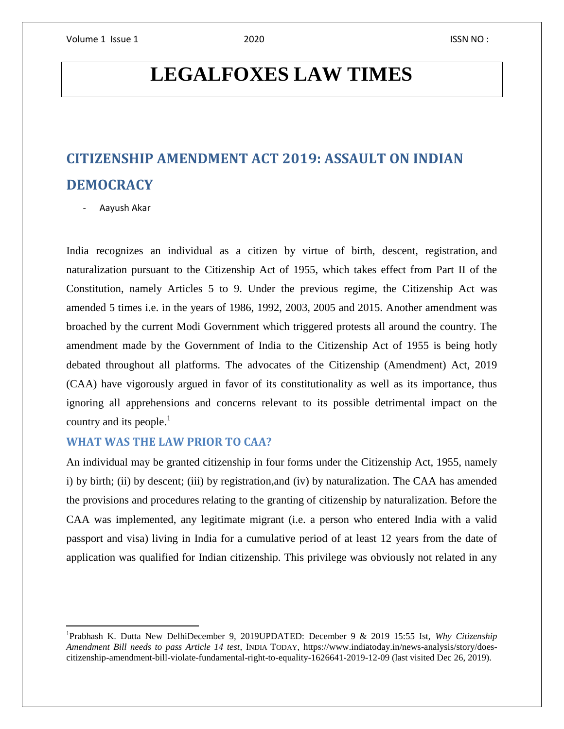# LEGALFOXES LAW TIMES

## CITIZENSHIP AMENDMENT ACT 2019: ASSAULT ON INDIAN DEMOCRACY

- Aayush Akar

India recognizes an individual as a citizen by virtue of birth, descent, registration, and naturalization pursuant to the Citizenship Act of 1955, which takes effect from Part II of the Constitution, namely Articles 5 to 9. Under the previous regime, the Citizenship Act was amended 5 times i.e. in the years of 1986, 1992, 2003, 2005 and 2015. Another amendment was broached by the current Modi Government which triggered protests all around the country. The amendment made by the Government of India to the Citizenship Act of 1955 is being hotly debated throughout all platforms. The advocates of the Citizenship (Amendment) Act, 2019 (CAA) have vigorously argued in favor of its constitutionality as well as its importance, thus ignoring all apprehensions and concerns relevant to its possible detrimental impact on the country and its people.[1]

### WHAT WAS THE LAW PRIOR TO CAA?

An individual may be granted citizenship in four forms under the Citizenship Act, 1955, namely i) by birth; (ii) by descent; (iii) by registration,and (iv) by naturalization. The CAA has amended the provisions and procedures relating to the granting of citizenship by naturalization. Before the CAA was implemented, any legitimate migrant (i.e. a person who entered India with a valid passport and visa) living in India for a cumulative period of at least 12 years from the date of application was qualified for Indian citizenship. This privilege was obviously not related in any

---

[1] Prabhash K. Dutta New DelhiDecember 9, 2019UPDATED: December 9 & 2019 15:55 Ist, *Why Citizenship Amendment Bill needs to pass Article 14 test*, INDIA TODAY, https://www.indiatoday.in/news-analysis/story/does-citizenship-amendment-bill-violate-fundamental-right-to-equality-1626641-2019-12-09 (last visited Dec 26, 2019).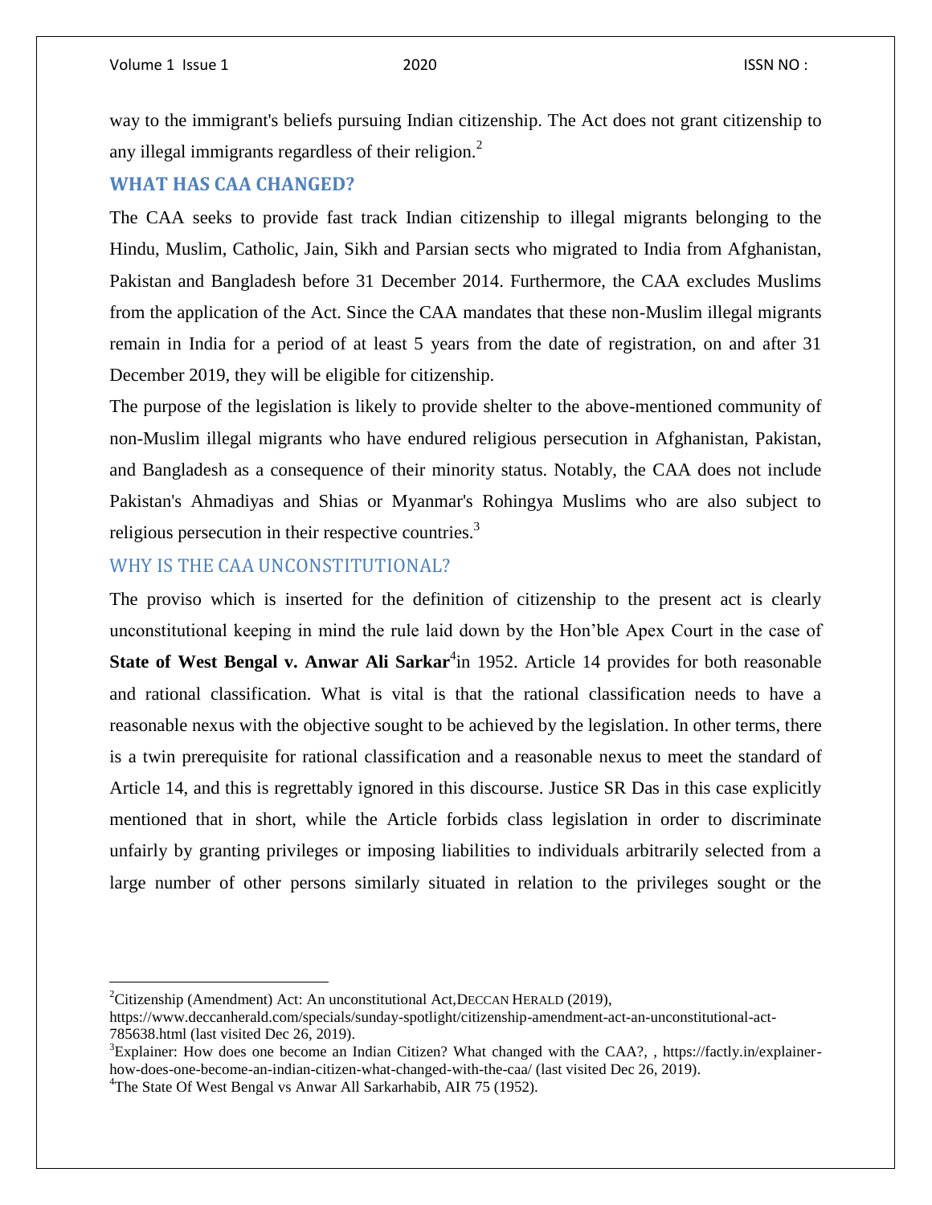way to the immigrant's beliefs pursuing Indian citizenship. The Act does not grant citizenship to any illegal immigrants regardless of their religion.[2]

## WHAT HAS CAA CHANGED?

The CAA seeks to provide fast track Indian citizenship to illegal migrants belonging to the Hindu, Muslim, Catholic, Jain, Sikh and Parsian sects who migrated to India from Afghanistan, Pakistan and Bangladesh before 31 December 2014. Furthermore, the CAA excludes Muslims from the application of the Act. Since the CAA mandates that these non-Muslim illegal migrants remain in India for a period of at least 5 years from the date of registration, on and after 31 December 2019, they will be eligible for citizenship.

The purpose of the legislation is likely to provide shelter to the above-mentioned community of non-Muslim illegal migrants who have endured religious persecution in Afghanistan, Pakistan, and Bangladesh as a consequence of their minority status. Notably, the CAA does not include Pakistan's Ahmadiyas and Shias or Myanmar's Rohingya Muslims who are also subject to religious persecution in their respective countries.[3]

## WHY IS THE CAA UNCONSTITUTIONAL?

The proviso which is inserted for the definition of citizenship to the present act is clearly unconstitutional keeping in mind the rule laid down by the Hon'ble Apex Court in the case of **State of West Bengal v. Anwar Ali Sarkar**[4] in 1952. Article 14 provides for both reasonable and rational classification. What is vital is that the rational classification needs to have a reasonable nexus with the objective sought to be achieved by the legislation. In other terms, there is a twin prerequisite for rational classification and a reasonable nexus to meet the standard of Article 14, and this is regrettably ignored in this discourse. Justice SR Das in this case explicitly mentioned that in short, while the Article forbids class legislation in order to discriminate unfairly by granting privileges or imposing liabilities to individuals arbitrarily selected from a large number of other persons similarly situated in relation to the privileges sought or the

---

[2] Citizenship (Amendment) Act: An unconstitutional Act, DECCAN HERALD (2019), https://www.deccanherald.com/specials/sunday-spotlight/citizenship-amendment-act-an-unconstitutional-act-785638.html (last visited Dec 26, 2019).

[3] Explainer: How does one become an Indian Citizen? What changed with the CAA?, , https://factly.in/explainer-how-does-one-become-an-indian-citizen-what-changed-with-the-caa/ (last visited Dec 26, 2019).

[4] The State Of West Bengal vs Anwar All Sarkarhabib, AIR 75 (1952).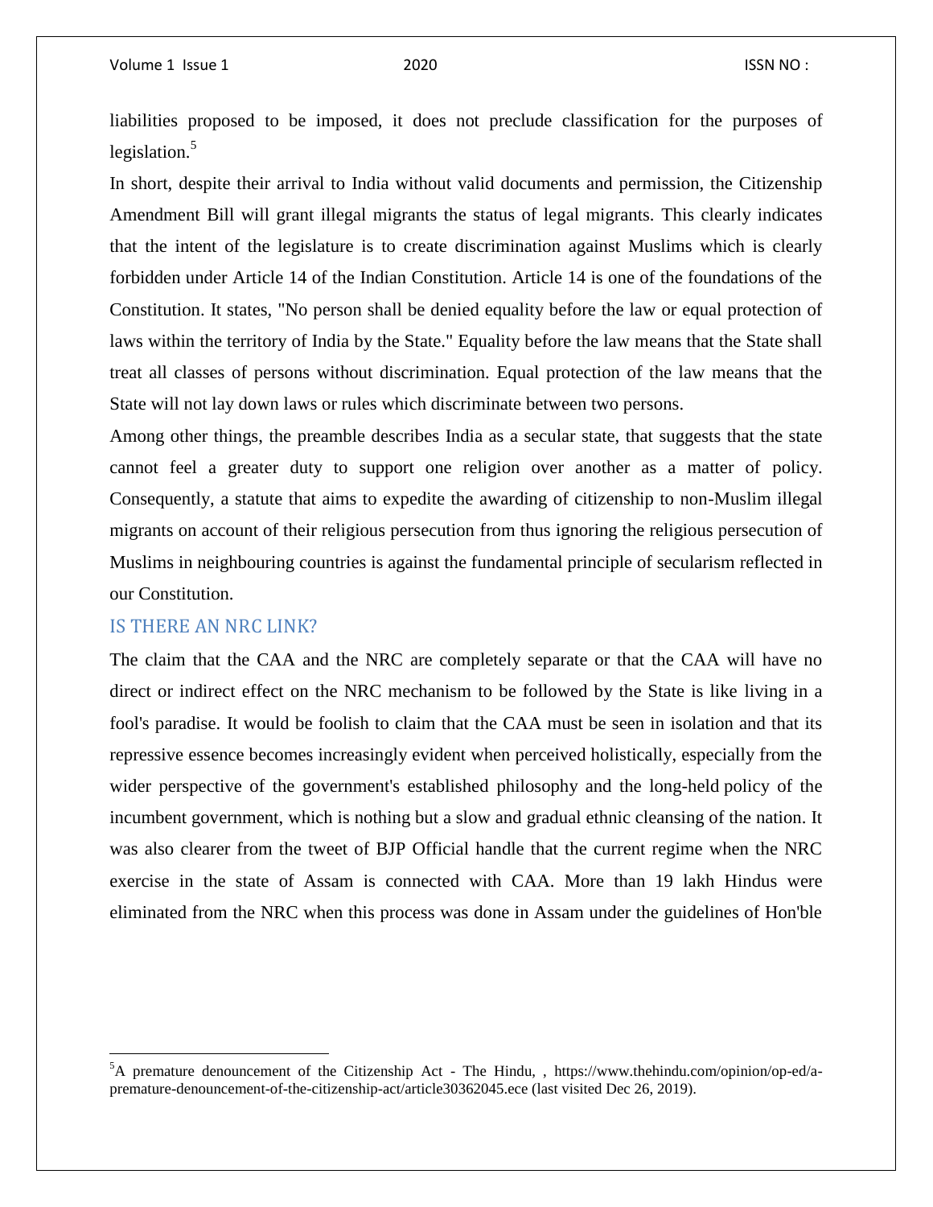liabilities proposed to be imposed, it does not preclude classification for the purposes of legislation.[5]

In short, despite their arrival to India without valid documents and permission, the Citizenship Amendment Bill will grant illegal migrants the status of legal migrants. This clearly indicates that the intent of the legislature is to create discrimination against Muslims which is clearly forbidden under Article 14 of the Indian Constitution. Article 14 is one of the foundations of the Constitution. It states, "No person shall be denied equality before the law or equal protection of laws within the territory of India by the State." Equality before the law means that the State shall treat all classes of persons without discrimination. Equal protection of the law means that the State will not lay down laws or rules which discriminate between two persons.

Among other things, the preamble describes India as a secular state, that suggests that the state cannot feel a greater duty to support one religion over another as a matter of policy. Consequently, a statute that aims to expedite the awarding of citizenship to non-Muslim illegal migrants on account of their religious persecution from thus ignoring the religious persecution of Muslims in neighbouring countries is against the fundamental principle of secularism reflected in our Constitution.

## IS THERE AN NRC LINK?

The claim that the CAA and the NRC are completely separate or that the CAA will have no direct or indirect effect on the NRC mechanism to be followed by the State is like living in a fool's paradise. It would be foolish to claim that the CAA must be seen in isolation and that its repressive essence becomes increasingly evident when perceived holistically, especially from the wider perspective of the government's established philosophy and the long-held policy of the incumbent government, which is nothing but a slow and gradual ethnic cleansing of the nation. It was also clearer from the tweet of BJP Official handle that the current regime when the NRC exercise in the state of Assam is connected with CAA. More than 19 lakh Hindus were eliminated from the NRC when this process was done in Assam under the guidelines of Hon'ble

---

[5] A premature denouncement of the Citizenship Act - The Hindu, , https://www.thehindu.com/opinion/op-ed/a-premature-denouncement-of-the-citizenship-act/article30362045.ece (last visited Dec 26, 2019).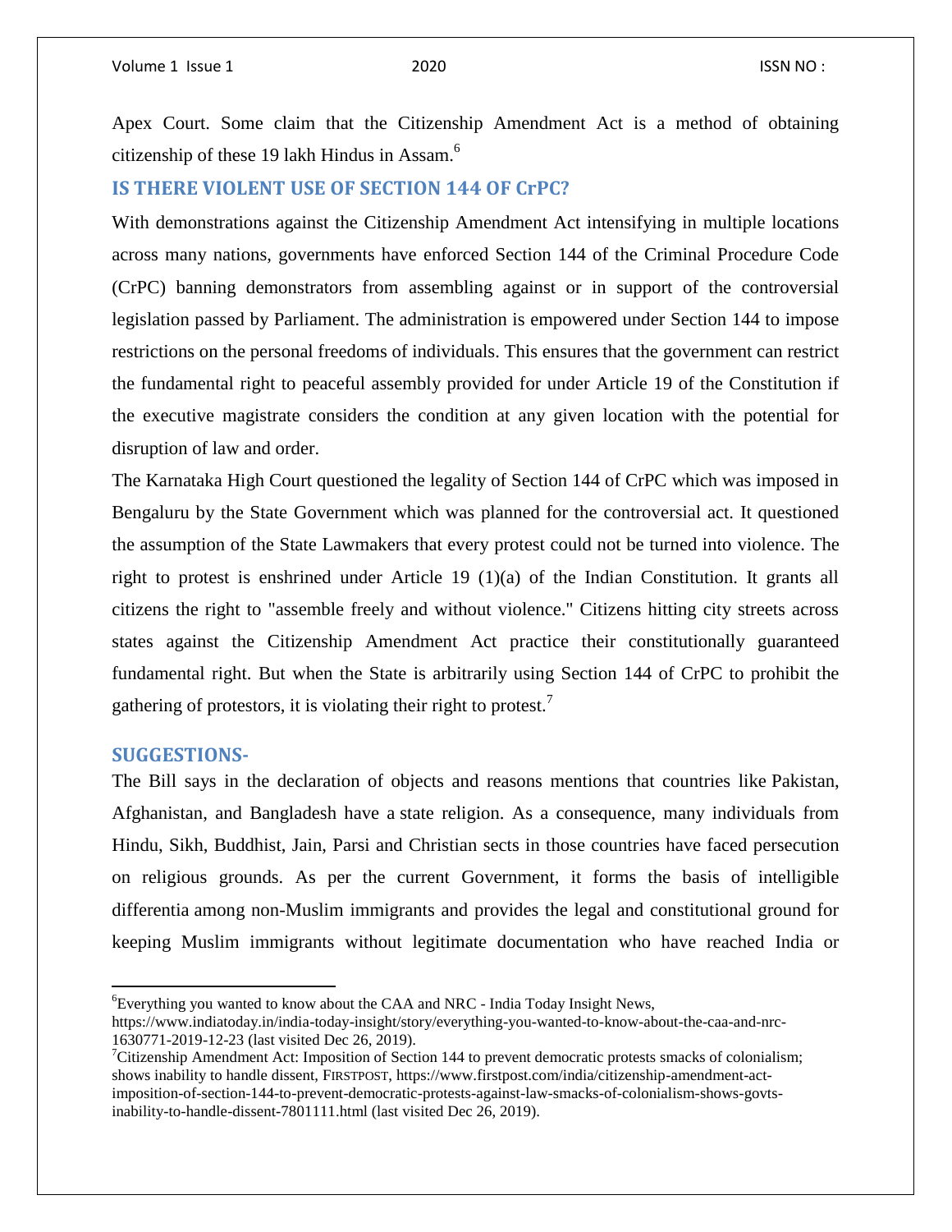Apex Court. Some claim that the Citizenship Amendment Act is a method of obtaining citizenship of these 19 lakh Hindus in Assam.[6]

## IS THERE VIOLENT USE OF SECTION 144 OF CrPC?

With demonstrations against the Citizenship Amendment Act intensifying in multiple locations across many nations, governments have enforced Section 144 of the Criminal Procedure Code (CrPC) banning demonstrators from assembling against or in support of the controversial legislation passed by Parliament. The administration is empowered under Section 144 to impose restrictions on the personal freedoms of individuals. This ensures that the government can restrict the fundamental right to peaceful assembly provided for under Article 19 of the Constitution if the executive magistrate considers the condition at any given location with the potential for disruption of law and order.

The Karnataka High Court questioned the legality of Section 144 of CrPC which was imposed in Bengaluru by the State Government which was planned for the controversial act. It questioned the assumption of the State Lawmakers that every protest could not be turned into violence. The right to protest is enshrined under Article 19 (1)(a) of the Indian Constitution. It grants all citizens the right to "assemble freely and without violence." Citizens hitting city streets across states against the Citizenship Amendment Act practice their constitutionally guaranteed fundamental right. But when the State is arbitrarily using Section 144 of CrPC to prohibit the gathering of protestors, it is violating their right to protest.[7]

## SUGGESTIONS-

The Bill says in the declaration of objects and reasons mentions that countries like Pakistan, Afghanistan, and Bangladesh have a state religion. As a consequence, many individuals from Hindu, Sikh, Buddhist, Jain, Parsi and Christian sects in those countries have faced persecution on religious grounds. As per the current Government, it forms the basis of intelligible differentia among non-Muslim immigrants and provides the legal and constitutional ground for keeping Muslim immigrants without legitimate documentation who have reached India or

---

[6] Everything you wanted to know about the CAA and NRC - India Today Insight News, https://www.indiatoday.in/india-today-insight/story/everything-you-wanted-to-know-about-the-caa-and-nrc-1630771-2019-12-23 (last visited Dec 26, 2019).

[7] Citizenship Amendment Act: Imposition of Section 144 to prevent democratic protests smacks of colonialism; shows inability to handle dissent, FIRSTPOST, https://www.firstpost.com/india/citizenship-amendment-act-imposition-of-section-144-to-prevent-democratic-protests-against-law-smacks-of-colonialism-shows-govts-inability-to-handle-dissent-7801111.html (last visited Dec 26, 2019).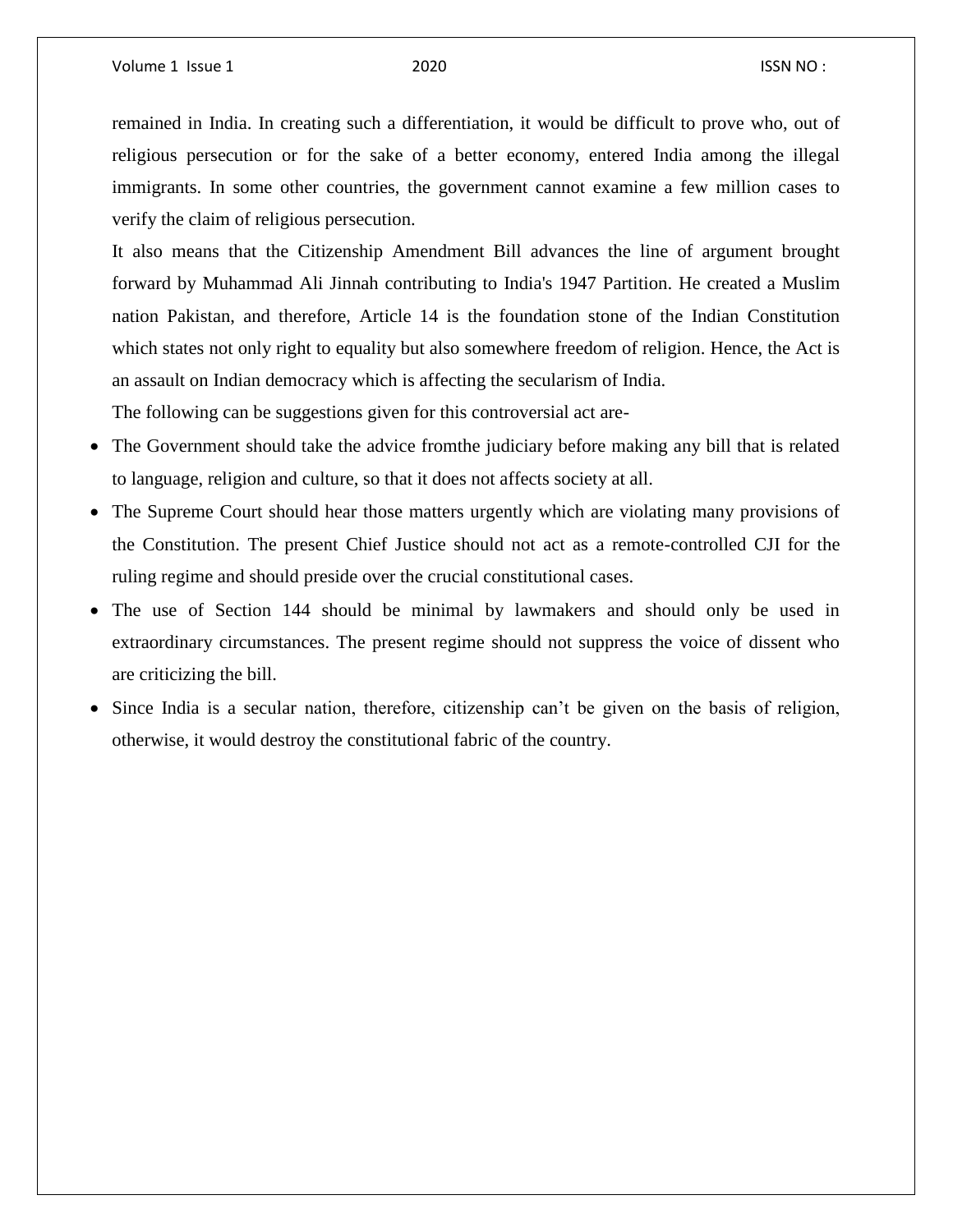remained in India. In creating such a differentiation, it would be difficult to prove who, out of religious persecution or for the sake of a better economy, entered India among the illegal immigrants. In some other countries, the government cannot examine a few million cases to verify the claim of religious persecution.

It also means that the Citizenship Amendment Bill advances the line of argument brought forward by Muhammad Ali Jinnah contributing to India's 1947 Partition. He created a Muslim nation Pakistan, and therefore, Article 14 is the foundation stone of the Indian Constitution which states not only right to equality but also somewhere freedom of religion. Hence, the Act is an assault on Indian democracy which is affecting the secularism of India.

The following can be suggestions given for this controversial act are-

- The Government should take the advice fromthe judiciary before making any bill that is related to language, religion and culture, so that it does not affects society at all.
- The Supreme Court should hear those matters urgently which are violating many provisions of the Constitution. The present Chief Justice should not act as a remote-controlled CJI for the ruling regime and should preside over the crucial constitutional cases.
- The use of Section 144 should be minimal by lawmakers and should only be used in extraordinary circumstances. The present regime should not suppress the voice of dissent who are criticizing the bill.
- Since India is a secular nation, therefore, citizenship can't be given on the basis of religion, otherwise, it would destroy the constitutional fabric of the country.